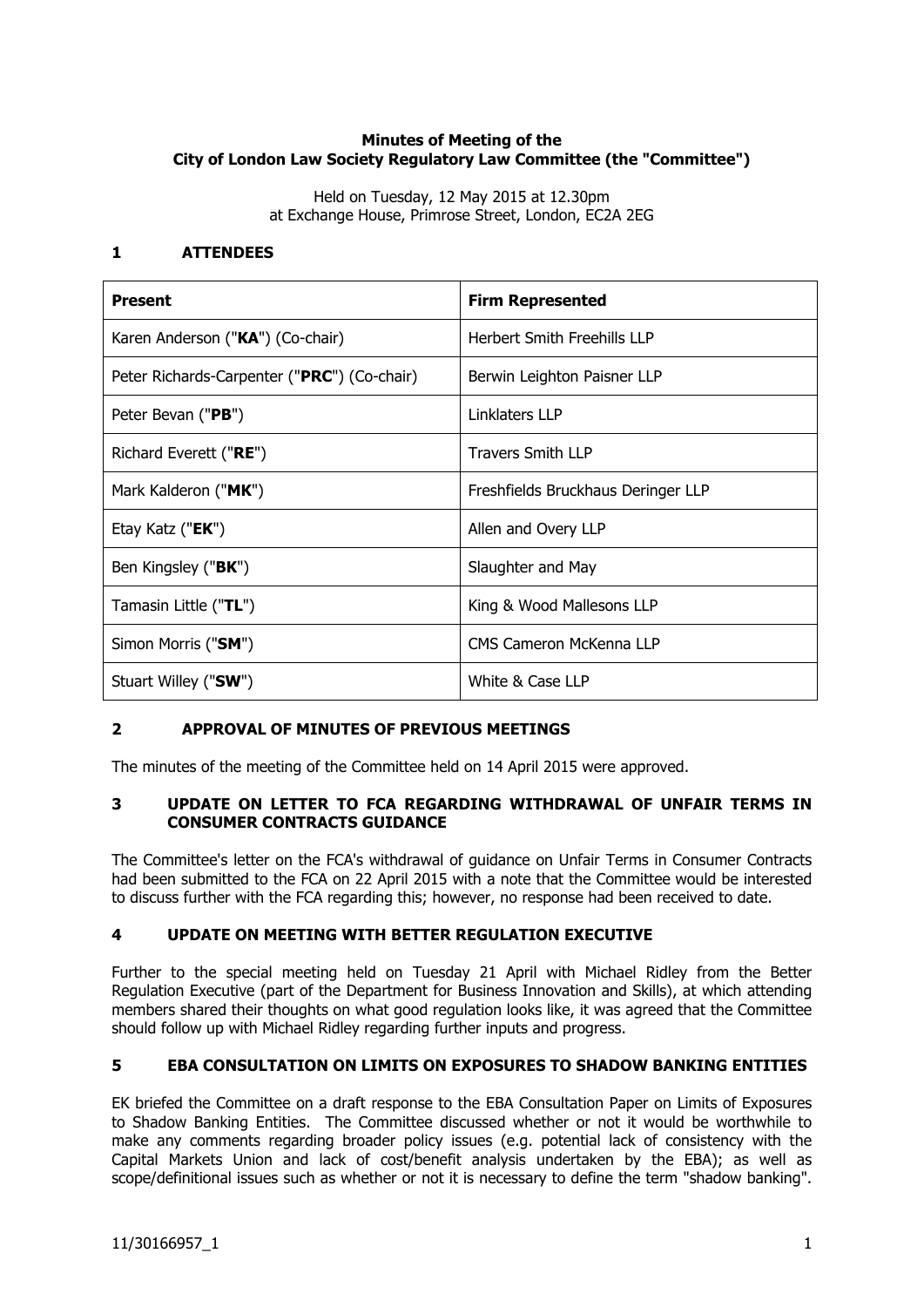**Minutes of Meeting of the**
**City of London Law Society Regulatory Law Committee (the "Committee")**

Held on Tuesday, 12 May 2015 at 12.30pm
at Exchange House, Primrose Street, London, EC2A 2EG

## 1 ATTENDEES

| **Present** | **Firm Represented** |
|---|---|
| Karen Anderson ("**KA**") (Co-chair) | Herbert Smith Freehills LLP |
| Peter Richards-Carpenter ("**PRC**") (Co-chair) | Berwin Leighton Paisner LLP |
| Peter Bevan ("**PB**") | Linklaters LLP |
| Richard Everett ("**RE**") | Travers Smith LLP |
| Mark Kalderon ("**MK**") | Freshfields Bruckhaus Deringer LLP |
| Etay Katz ("**EK**") | Allen and Overy LLP |
| Ben Kingsley ("**BK**") | Slaughter and May |
| Tamasin Little ("**TL**") | King & Wood Mallesons LLP |
| Simon Morris ("**SM**") | CMS Cameron McKenna LLP |
| Stuart Willey ("**SW**") | White & Case LLP |

## 2 APPROVAL OF MINUTES OF PREVIOUS MEETINGS

The minutes of the meeting of the Committee held on 14 April 2015 were approved.

## 3 UPDATE ON LETTER TO FCA REGARDING WITHDRAWAL OF UNFAIR TERMS IN CONSUMER CONTRACTS GUIDANCE

The Committee's letter on the FCA's withdrawal of guidance on Unfair Terms in Consumer Contracts had been submitted to the FCA on 22 April 2015 with a note that the Committee would be interested to discuss further with the FCA regarding this; however, no response had been received to date.

## 4 UPDATE ON MEETING WITH BETTER REGULATION EXECUTIVE

Further to the special meeting held on Tuesday 21 April with Michael Ridley from the Better Regulation Executive (part of the Department for Business Innovation and Skills), at which attending members shared their thoughts on what good regulation looks like, it was agreed that the Committee should follow up with Michael Ridley regarding further inputs and progress.

## 5 EBA CONSULTATION ON LIMITS ON EXPOSURES TO SHADOW BANKING ENTITIES

EK briefed the Committee on a draft response to the EBA Consultation Paper on Limits of Exposures to Shadow Banking Entities. The Committee discussed whether or not it would be worthwhile to make any comments regarding broader policy issues (e.g. potential lack of consistency with the Capital Markets Union and lack of cost/benefit analysis undertaken by the EBA); as well as scope/definitional issues such as whether or not it is necessary to define the term "shadow banking".

11/30166957_1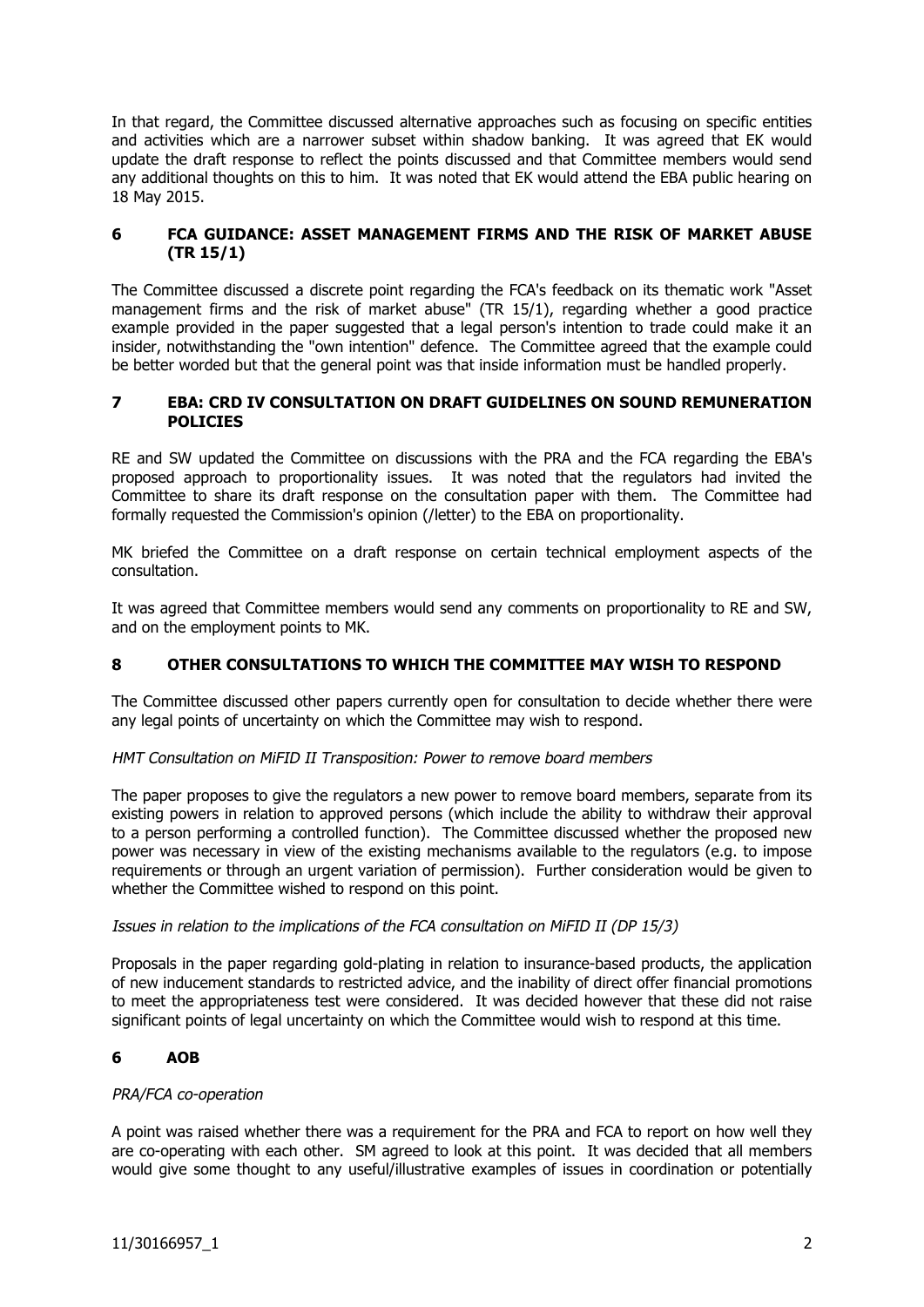In that regard, the Committee discussed alternative approaches such as focusing on specific entities and activities which are a narrower subset within shadow banking. It was agreed that EK would update the draft response to reflect the points discussed and that Committee members would send any additional thoughts on this to him. It was noted that EK would attend the EBA public hearing on 18 May 2015.

## 6 FCA GUIDANCE: ASSET MANAGEMENT FIRMS AND THE RISK OF MARKET ABUSE (TR 15/1)

The Committee discussed a discrete point regarding the FCA's feedback on its thematic work "Asset management firms and the risk of market abuse" (TR 15/1), regarding whether a good practice example provided in the paper suggested that a legal person's intention to trade could make it an insider, notwithstanding the "own intention" defence. The Committee agreed that the example could be better worded but that the general point was that inside information must be handled properly.

## 7 EBA: CRD IV CONSULTATION ON DRAFT GUIDELINES ON SOUND REMUNERATION POLICIES

RE and SW updated the Committee on discussions with the PRA and the FCA regarding the EBA's proposed approach to proportionality issues. It was noted that the regulators had invited the Committee to share its draft response on the consultation paper with them. The Committee had formally requested the Commission's opinion (/letter) to the EBA on proportionality.

MK briefed the Committee on a draft response on certain technical employment aspects of the consultation.

It was agreed that Committee members would send any comments on proportionality to RE and SW, and on the employment points to MK.

## 8 OTHER CONSULTATIONS TO WHICH THE COMMITTEE MAY WISH TO RESPOND

The Committee discussed other papers currently open for consultation to decide whether there were any legal points of uncertainty on which the Committee may wish to respond.

*HMT Consultation on MiFID II Transposition: Power to remove board members*

The paper proposes to give the regulators a new power to remove board members, separate from its existing powers in relation to approved persons (which include the ability to withdraw their approval to a person performing a controlled function). The Committee discussed whether the proposed new power was necessary in view of the existing mechanisms available to the regulators (e.g. to impose requirements or through an urgent variation of permission). Further consideration would be given to whether the Committee wished to respond on this point.

*Issues in relation to the implications of the FCA consultation on MiFID II (DP 15/3)*

Proposals in the paper regarding gold-plating in relation to insurance-based products, the application of new inducement standards to restricted advice, and the inability of direct offer financial promotions to meet the appropriateness test were considered. It was decided however that these did not raise significant points of legal uncertainty on which the Committee would wish to respond at this time.

## 6 AOB

*PRA/FCA co-operation*

A point was raised whether there was a requirement for the PRA and FCA to report on how well they are co-operating with each other. SM agreed to look at this point. It was decided that all members would give some thought to any useful/illustrative examples of issues in coordination or potentially

11/30166957_1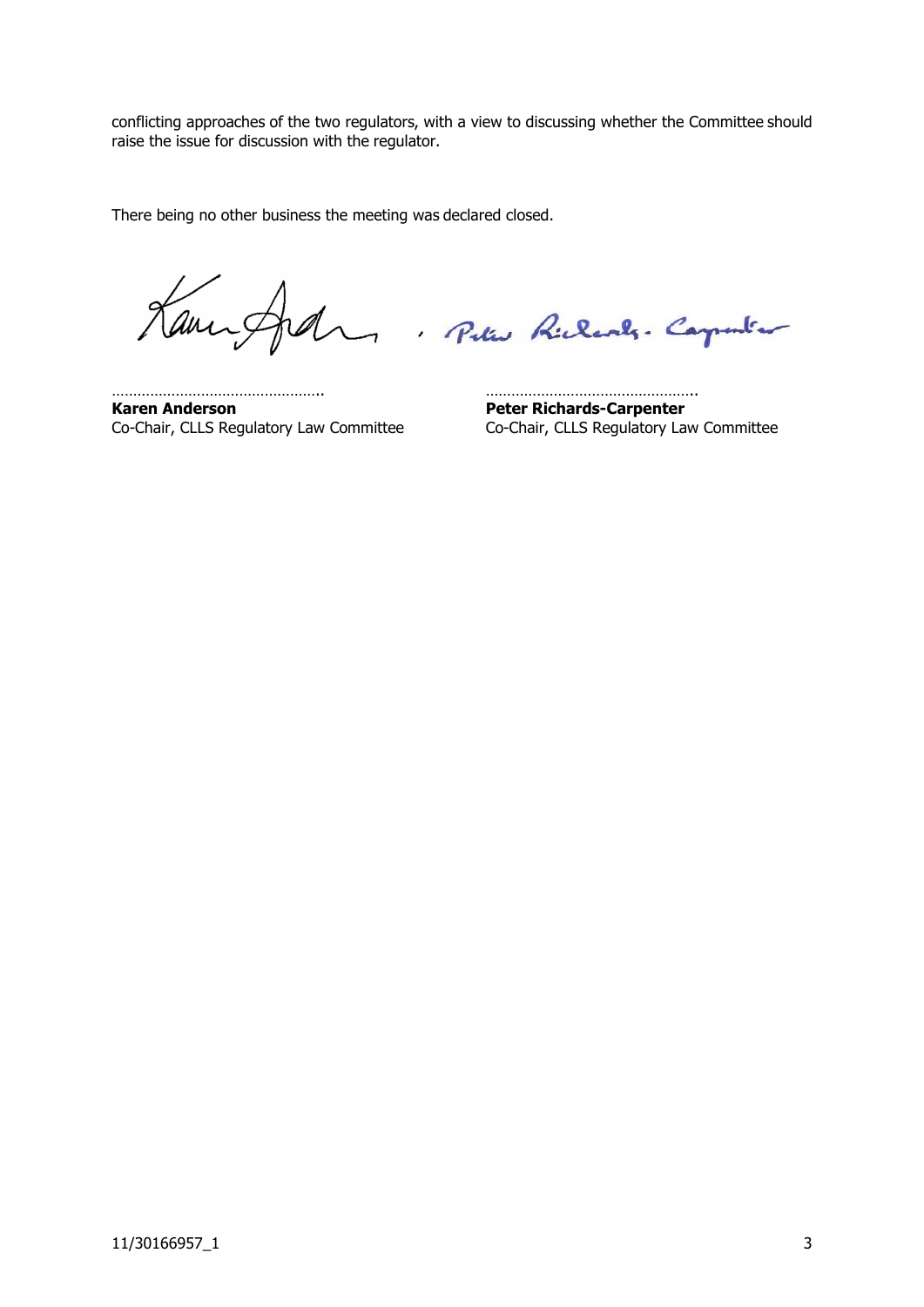conflicting approaches of the two regulators, with a view to discussing whether the Committee should raise the issue for discussion with the regulator.

There being no other business the meeting was declared closed.

…………………………………………..
**Karen Anderson**
Co-Chair, CLLS Regulatory Law Committee

…………………………………………..
**Peter Richards-Carpenter**
Co-Chair, CLLS Regulatory Law Committee

11/30166957_1